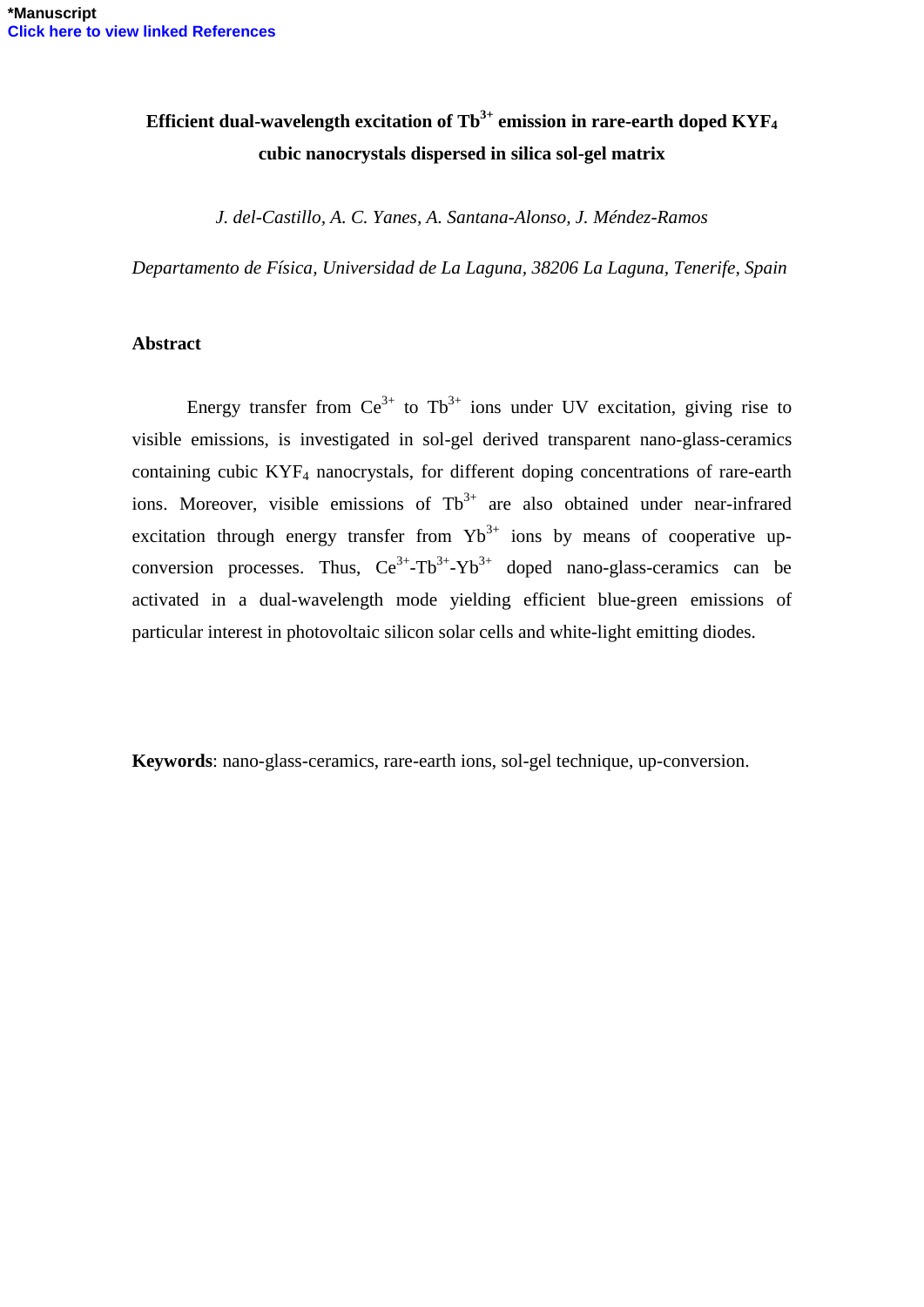# Efficient dual-wavelength excitation of $Tb^{3+}$ emission in rare-earth doped $KYF_4$ cubic nanocrystals dispersed in silica sol-gel matrix

*J. del-Castillo, A. C. Yanes, A. Santana-Alonso, J. Méndez-Ramos*

*Departamento de Física, Universidad de La Laguna, 38206 La Laguna, Tenerife, Spain*

## Abstract

Energy transfer from $Ce^{3+}$ to $Tb^{3+}$ ions under UV excitation, giving rise to visible emissions, is investigated in sol-gel derived transparent nano-glass-ceramics containing cubic $KYF_4$ nanocrystals, for different doping concentrations of rare-earth ions. Moreover, visible emissions of $Tb^{3+}$ are also obtained under near-infrared excitation through energy transfer from $Yb^{3+}$ ions by means of cooperative up-conversion processes. Thus, $Ce^{3+}$-$Tb^{3+}$-$Yb^{3+}$ doped nano-glass-ceramics can be activated in a dual-wavelength mode yielding efficient blue-green emissions of particular interest in photovoltaic silicon solar cells and white-light emitting diodes.

**Keywords**: nano-glass-ceramics, rare-earth ions, sol-gel technique, up-conversion.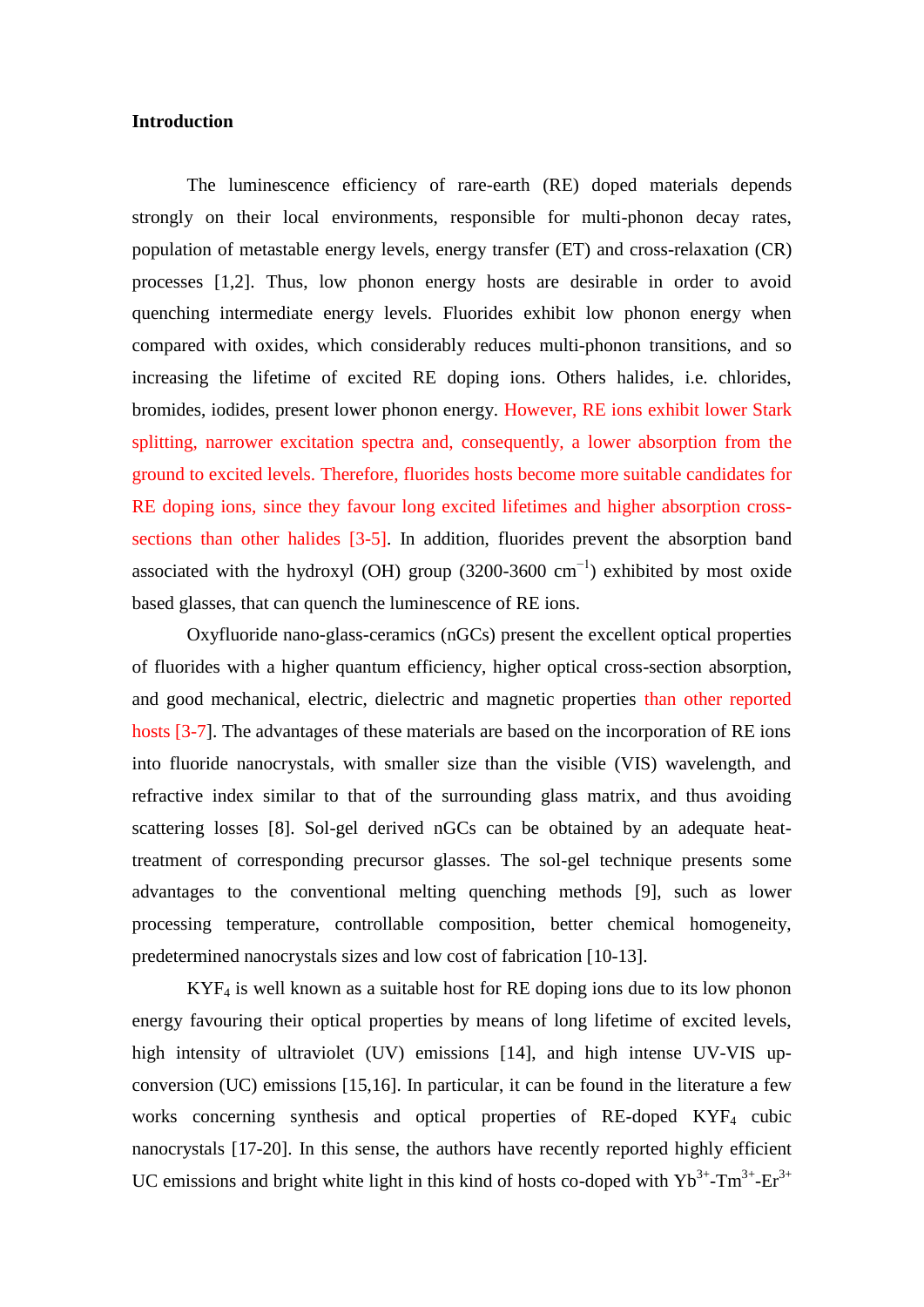**Introduction**

The luminescence efficiency of rare-earth (RE) doped materials depends strongly on their local environments, responsible for multi-phonon decay rates, population of metastable energy levels, energy transfer (ET) and cross-relaxation (CR) processes [1,2]. Thus, low phonon energy hosts are desirable in order to avoid quenching intermediate energy levels. Fluorides exhibit low phonon energy when compared with oxides, which considerably reduces multi-phonon transitions, and so increasing the lifetime of excited RE doping ions. Others halides, i.e. chlorides, bromides, iodides, present lower phonon energy. However, RE ions exhibit lower Stark splitting, narrower excitation spectra and, consequently, a lower absorption from the ground to excited levels. Therefore, fluorides hosts become more suitable candidates for RE doping ions, since they favour long excited lifetimes and higher absorption cross-sections than other halides [3-5]. In addition, fluorides prevent the absorption band associated with the hydroxyl (OH) group (3200-3600 $cm^{-1}$) exhibited by most oxide based glasses, that can quench the luminescence of RE ions.

Oxyfluoride nano-glass-ceramics (nGCs) present the excellent optical properties of fluorides with a higher quantum efficiency, higher optical cross-section absorption, and good mechanical, electric, dielectric and magnetic properties than other reported hosts [3-7]. The advantages of these materials are based on the incorporation of RE ions into fluoride nanocrystals, with smaller size than the visible (VIS) wavelength, and refractive index similar to that of the surrounding glass matrix, and thus avoiding scattering losses [8]. Sol-gel derived nGCs can be obtained by an adequate heat-treatment of corresponding precursor glasses. The sol-gel technique presents some advantages to the conventional melting quenching methods [9], such as lower processing temperature, controllable composition, better chemical homogeneity, predetermined nanocrystals sizes and low cost of fabrication [10-13].

$KYF_4$ is well known as a suitable host for RE doping ions due to its low phonon energy favouring their optical properties by means of long lifetime of excited levels, high intensity of ultraviolet (UV) emissions [14], and high intense UV-VIS up-conversion (UC) emissions [15,16]. In particular, it can be found in the literature a few works concerning synthesis and optical properties of RE-doped $KYF_4$ cubic nanocrystals [17-20]. In this sense, the authors have recently reported highly efficient UC emissions and bright white light in this kind of hosts co-doped with $Yb^{3+}$-$Tm^{3+}$-$Er^{3+}$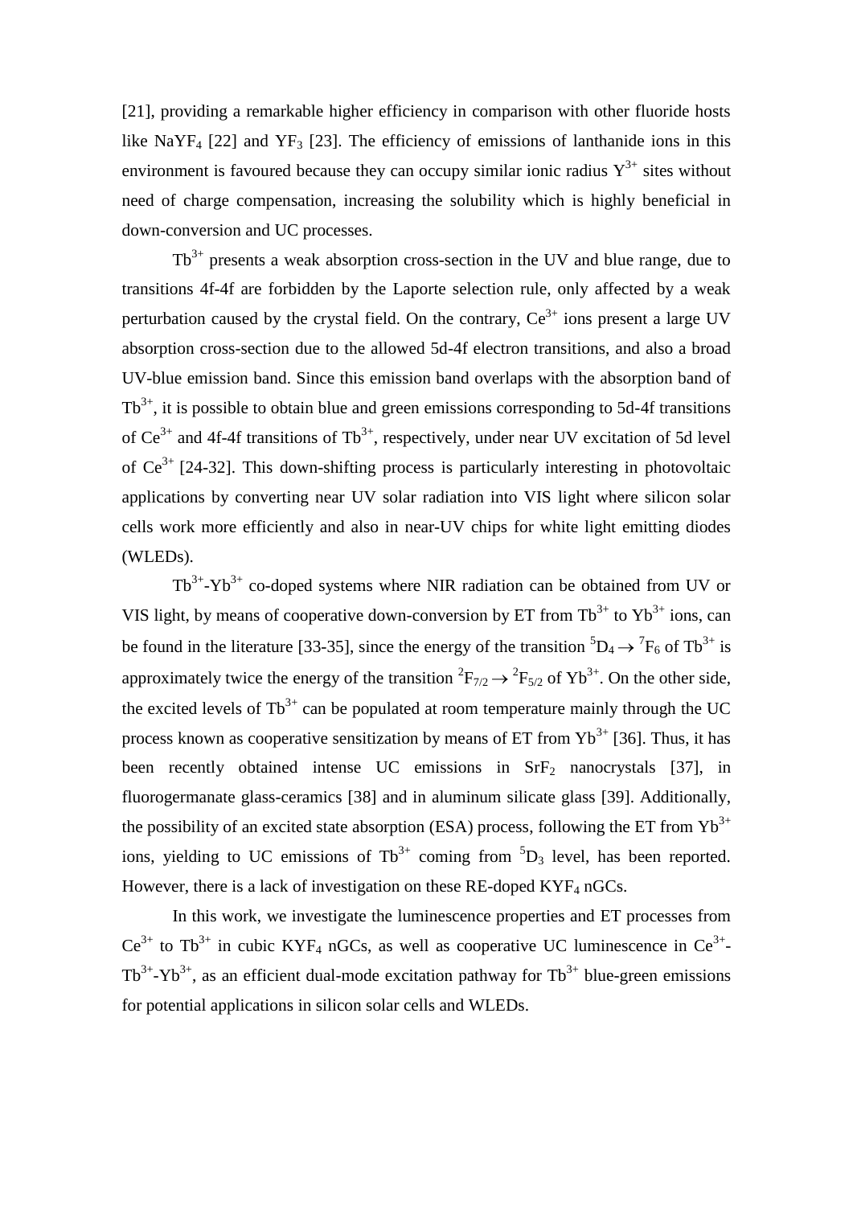[21], providing a remarkable higher efficiency in comparison with other fluoride hosts like $NaYF_4$ [22] and $YF_3$ [23]. The efficiency of emissions of lanthanide ions in this environment is favoured because they can occupy similar ionic radius $Y^{3+}$ sites without need of charge compensation, increasing the solubility which is highly beneficial in down-conversion and UC processes.

$Tb^{3+}$ presents a weak absorption cross-section in the UV and blue range, due to transitions 4f-4f are forbidden by the Laporte selection rule, only affected by a weak perturbation caused by the crystal field. On the contrary, $Ce^{3+}$ ions present a large UV absorption cross-section due to the allowed 5d-4f electron transitions, and also a broad UV-blue emission band. Since this emission band overlaps with the absorption band of $Tb^{3+}$, it is possible to obtain blue and green emissions corresponding to 5d-4f transitions of $Ce^{3+}$ and 4f-4f transitions of $Tb^{3+}$, respectively, under near UV excitation of 5d level of $Ce^{3+}$ [24-32]. This down-shifting process is particularly interesting in photovoltaic applications by converting near UV solar radiation into VIS light where silicon solar cells work more efficiently and also in near-UV chips for white light emitting diodes (WLEDs).

$Tb^{3+}$-$Yb^{3+}$ co-doped systems where NIR radiation can be obtained from UV or VIS light, by means of cooperative down-conversion by ET from $Tb^{3+}$ to $Yb^{3+}$ ions, can be found in the literature [33-35], since the energy of the transition $^5D_4 \rightarrow {}^7F_6$ of $Tb^{3+}$ is approximately twice the energy of the transition $^2F_{7/2} \rightarrow {}^2F_{5/2}$ of $Yb^{3+}$. On the other side, the excited levels of $Tb^{3+}$ can be populated at room temperature mainly through the UC process known as cooperative sensitization by means of ET from $Yb^{3+}$ [36]. Thus, it has been recently obtained intense UC emissions in $SrF_2$ nanocrystals [37], in fluorogermanate glass-ceramics [38] and in aluminum silicate glass [39]. Additionally, the possibility of an excited state absorption (ESA) process, following the ET from $Yb^{3+}$ ions, yielding to UC emissions of $Tb^{3+}$ coming from $^5D_3$ level, has been reported. However, there is a lack of investigation on these RE-doped $KYF_4$ nGCs.

In this work, we investigate the luminescence properties and ET processes from $Ce^{3+}$ to $Tb^{3+}$ in cubic $KYF_4$ nGCs, as well as cooperative UC luminescence in $Ce^{3+}$-$Tb^{3+}$-$Yb^{3+}$, as an efficient dual-mode excitation pathway for $Tb^{3+}$ blue-green emissions for potential applications in silicon solar cells and WLEDs.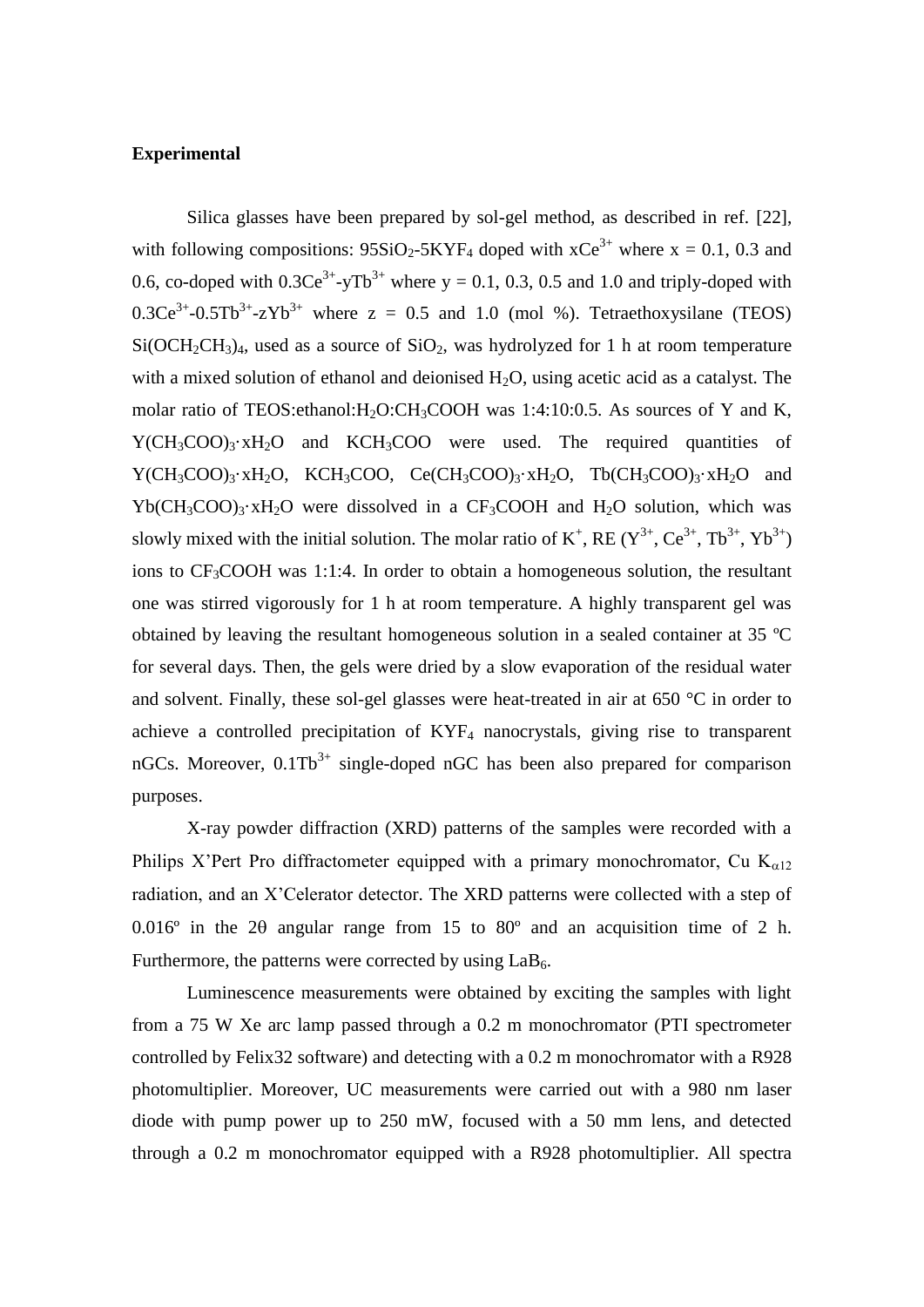**Experimental**

Silica glasses have been prepared by sol-gel method, as described in ref. [22], with following compositions: $95SiO_2$-$5KYF_4$ doped with $xCe^{3+}$ where x = 0.1, 0.3 and 0.6, co-doped with $0.3Ce^{3+}$-$yTb^{3+}$ where y = 0.1, 0.3, 0.5 and 1.0 and triply-doped with $0.3Ce^{3+}$-$0.5Tb^{3+}$-$zYb^{3+}$ where z = 0.5 and 1.0 (mol %). Tetraethoxysilane (TEOS) $Si(OCH_2CH_3)_4$, used as a source of $SiO_2$, was hydrolyzed for 1 h at room temperature with a mixed solution of ethanol and deionised $H_2O$, using acetic acid as a catalyst. The molar ratio of TEOS:ethanol:$H_2O$:$CH_3COOH$ was 1:4:10:0.5. As sources of Y and K, $Y(CH_3COO)_3{\cdot}xH_2O$ and $KCH_3COO$ were used. The required quantities of $Y(CH_3COO)_3{\cdot}xH_2O$, $KCH_3COO$, $Ce(CH_3COO)_3{\cdot}xH_2O$, $Tb(CH_3COO)_3{\cdot}xH_2O$ and $Yb(CH_3COO)_3{\cdot}xH_2O$ were dissolved in a $CF_3COOH$ and $H_2O$ solution, which was slowly mixed with the initial solution. The molar ratio of $K^+$, RE ($Y^{3+}$, $Ce^{3+}$, $Tb^{3+}$, $Yb^{3+}$) ions to $CF_3COOH$ was 1:1:4. In order to obtain a homogeneous solution, the resultant one was stirred vigorously for 1 h at room temperature. A highly transparent gel was obtained by leaving the resultant homogeneous solution in a sealed container at 35 ºC for several days. Then, the gels were dried by a slow evaporation of the residual water and solvent. Finally, these sol-gel glasses were heat-treated in air at 650 °C in order to achieve a controlled precipitation of $KYF_4$ nanocrystals, giving rise to transparent nGCs. Moreover, $0.1Tb^{3+}$ single-doped nGC has been also prepared for comparison purposes.

X-ray powder diffraction (XRD) patterns of the samples were recorded with a Philips X'Pert Pro diffractometer equipped with a primary monochromator, Cu $K_{\alpha 12}$ radiation, and an X'Celerator detector. The XRD patterns were collected with a step of 0.016º in the 2θ angular range from 15 to 80º and an acquisition time of 2 h. Furthermore, the patterns were corrected by using $LaB_6$.

Luminescence measurements were obtained by exciting the samples with light from a 75 W Xe arc lamp passed through a 0.2 m monochromator (PTI spectrometer controlled by Felix32 software) and detecting with a 0.2 m monochromator with a R928 photomultiplier. Moreover, UC measurements were carried out with a 980 nm laser diode with pump power up to 250 mW, focused with a 50 mm lens, and detected through a 0.2 m monochromator equipped with a R928 photomultiplier. All spectra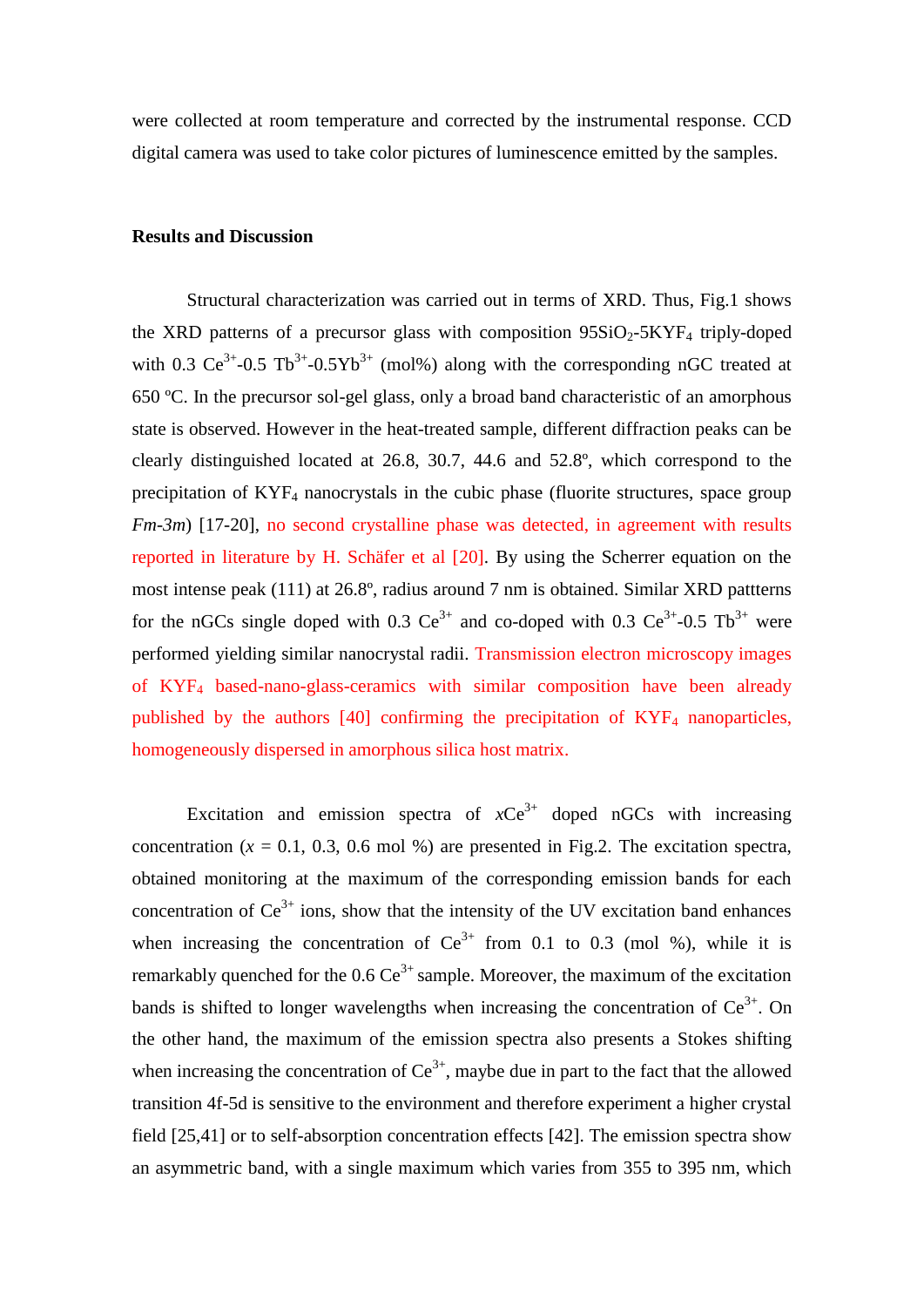were collected at room temperature and corrected by the instrumental response. CCD digital camera was used to take color pictures of luminescence emitted by the samples.

## Results and Discussion

Structural characterization was carried out in terms of XRD. Thus, Fig.1 shows the XRD patterns of a precursor glass with composition $95SiO_2$-$5KYF_4$ triply-doped with 0.3 $Ce^{3+}$-0.5 $Tb^{3+}$-0.5$Yb^{3+}$ (mol%) along with the corresponding nGC treated at 650 ºC. In the precursor sol-gel glass, only a broad band characteristic of an amorphous state is observed. However in the heat-treated sample, different diffraction peaks can be clearly distinguished located at 26.8, 30.7, 44.6 and 52.8º, which correspond to the precipitation of $KYF_4$ nanocrystals in the cubic phase (fluorite structures, space group *Fm-3m*) [17-20], no second crystalline phase was detected, in agreement with results reported in literature by H. Schäfer et al [20]. By using the Scherrer equation on the most intense peak (111) at 26.8º, radius around 7 nm is obtained. Similar XRD pattterns for the nGCs single doped with 0.3 $Ce^{3+}$ and co-doped with 0.3 $Ce^{3+}$-0.5 $Tb^{3+}$ were performed yielding similar nanocrystal radii. Transmission electron microscopy images of $KYF_4$ based-nano-glass-ceramics with similar composition have been already published by the authors [40] confirming the precipitation of $KYF_4$ nanoparticles, homogeneously dispersed in amorphous silica host matrix.

Excitation and emission spectra of $x$$Ce^{3+}$ doped nGCs with increasing concentration ($x$ = 0.1, 0.3, 0.6 mol %) are presented in Fig.2. The excitation spectra, obtained monitoring at the maximum of the corresponding emission bands for each concentration of $Ce^{3+}$ ions, show that the intensity of the UV excitation band enhances when increasing the concentration of $Ce^{3+}$ from 0.1 to 0.3 (mol %), while it is remarkably quenched for the 0.6 $Ce^{3+}$ sample. Moreover, the maximum of the excitation bands is shifted to longer wavelengths when increasing the concentration of $Ce^{3+}$. On the other hand, the maximum of the emission spectra also presents a Stokes shifting when increasing the concentration of $Ce^{3+}$, maybe due in part to the fact that the allowed transition 4f-5d is sensitive to the environment and therefore experiment a higher crystal field [25,41] or to self-absorption concentration effects [42]. The emission spectra show an asymmetric band, with a single maximum which varies from 355 to 395 nm, which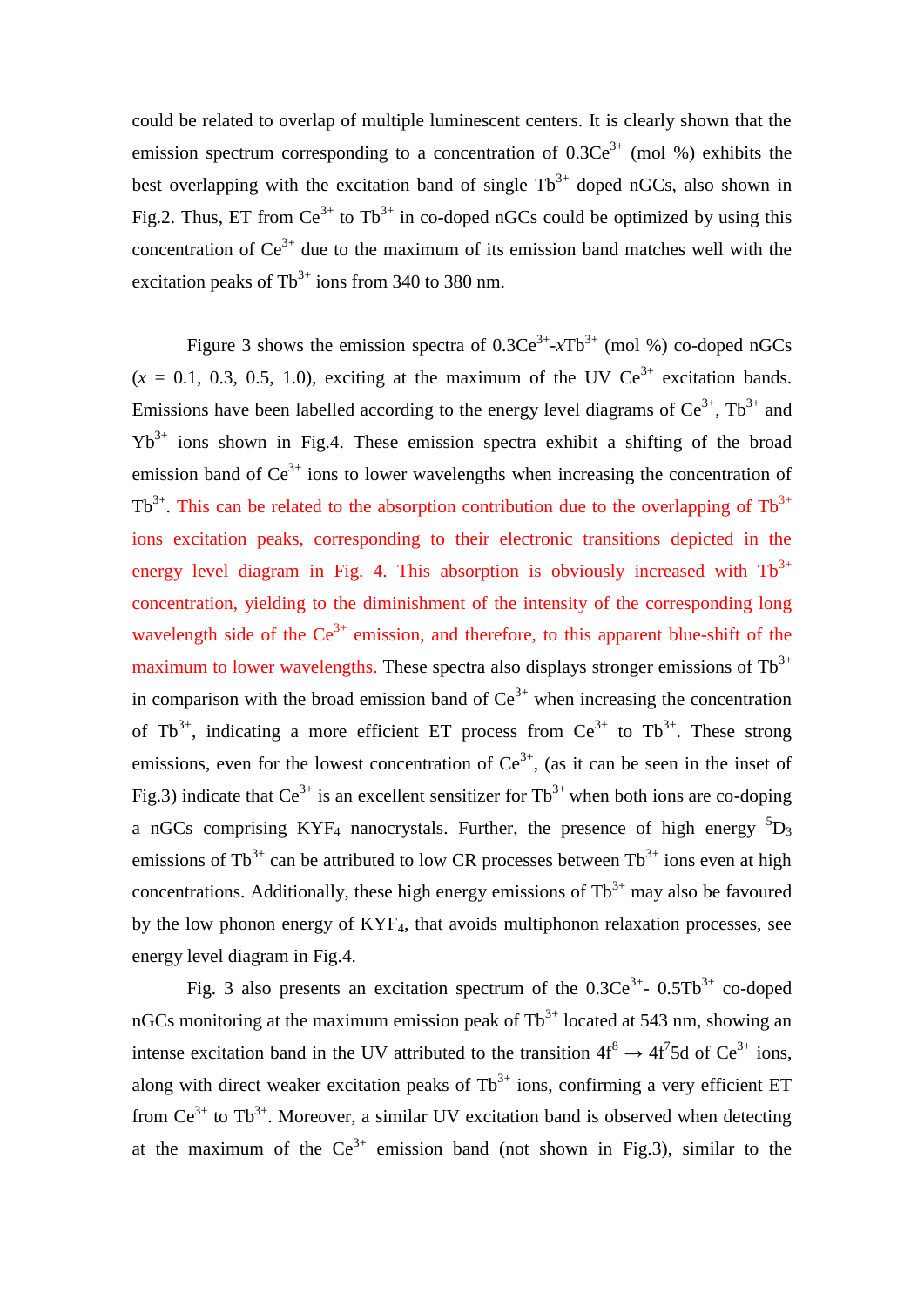could be related to overlap of multiple luminescent centers. It is clearly shown that the emission spectrum corresponding to a concentration of 0.3$Ce^{3+}$ (mol %) exhibits the best overlapping with the excitation band of single $Tb^{3+}$ doped nGCs, also shown in Fig.2. Thus, ET from $Ce^{3+}$ to $Tb^{3+}$ in co-doped nGCs could be optimized by using this concentration of $Ce^{3+}$ due to the maximum of its emission band matches well with the excitation peaks of $Tb^{3+}$ ions from 340 to 380 nm.

Figure 3 shows the emission spectra of 0.3$Ce^{3+}$-$x$$Tb^{3+}$ (mol %) co-doped nGCs ($x$ = 0.1, 0.3, 0.5, 1.0), exciting at the maximum of the UV $Ce^{3+}$ excitation bands. Emissions have been labelled according to the energy level diagrams of $Ce^{3+}$, $Tb^{3+}$ and $Yb^{3+}$ ions shown in Fig.4. These emission spectra exhibit a shifting of the broad emission band of $Ce^{3+}$ ions to lower wavelengths when increasing the concentration of $Tb^{3+}$. This can be related to the absorption contribution due to the overlapping of $Tb^{3+}$ ions excitation peaks, corresponding to their electronic transitions depicted in the energy level diagram in Fig. 4. This absorption is obviously increased with $Tb^{3+}$ concentration, yielding to the diminishment of the intensity of the corresponding long wavelength side of the $Ce^{3+}$ emission, and therefore, to this apparent blue-shift of the maximum to lower wavelengths. These spectra also displays stronger emissions of $Tb^{3+}$ in comparison with the broad emission band of $Ce^{3+}$ when increasing the concentration of $Tb^{3+}$, indicating a more efficient ET process from $Ce^{3+}$ to $Tb^{3+}$. These strong emissions, even for the lowest concentration of $Ce^{3+}$, (as it can be seen in the inset of Fig.3) indicate that $Ce^{3+}$ is an excellent sensitizer for $Tb^{3+}$ when both ions are co-doping a nGCs comprising $KYF_4$ nanocrystals. Further, the presence of high energy $^5D_3$ emissions of $Tb^{3+}$ can be attributed to low CR processes between $Tb^{3+}$ ions even at high concentrations. Additionally, these high energy emissions of $Tb^{3+}$ may also be favoured by the low phonon energy of $KYF_4$, that avoids multiphonon relaxation processes, see energy level diagram in Fig.4.

Fig. 3 also presents an excitation spectrum of the 0.3$Ce^{3+}$- 0.5$Tb^{3+}$ co-doped nGCs monitoring at the maximum emission peak of $Tb^{3+}$ located at 543 nm, showing an intense excitation band in the UV attributed to the transition $4f^8 \rightarrow 4f^75d$ of $Ce^{3+}$ ions, along with direct weaker excitation peaks of $Tb^{3+}$ ions, confirming a very efficient ET from $Ce^{3+}$ to $Tb^{3+}$. Moreover, a similar UV excitation band is observed when detecting at the maximum of the $Ce^{3+}$ emission band (not shown in Fig.3), similar to the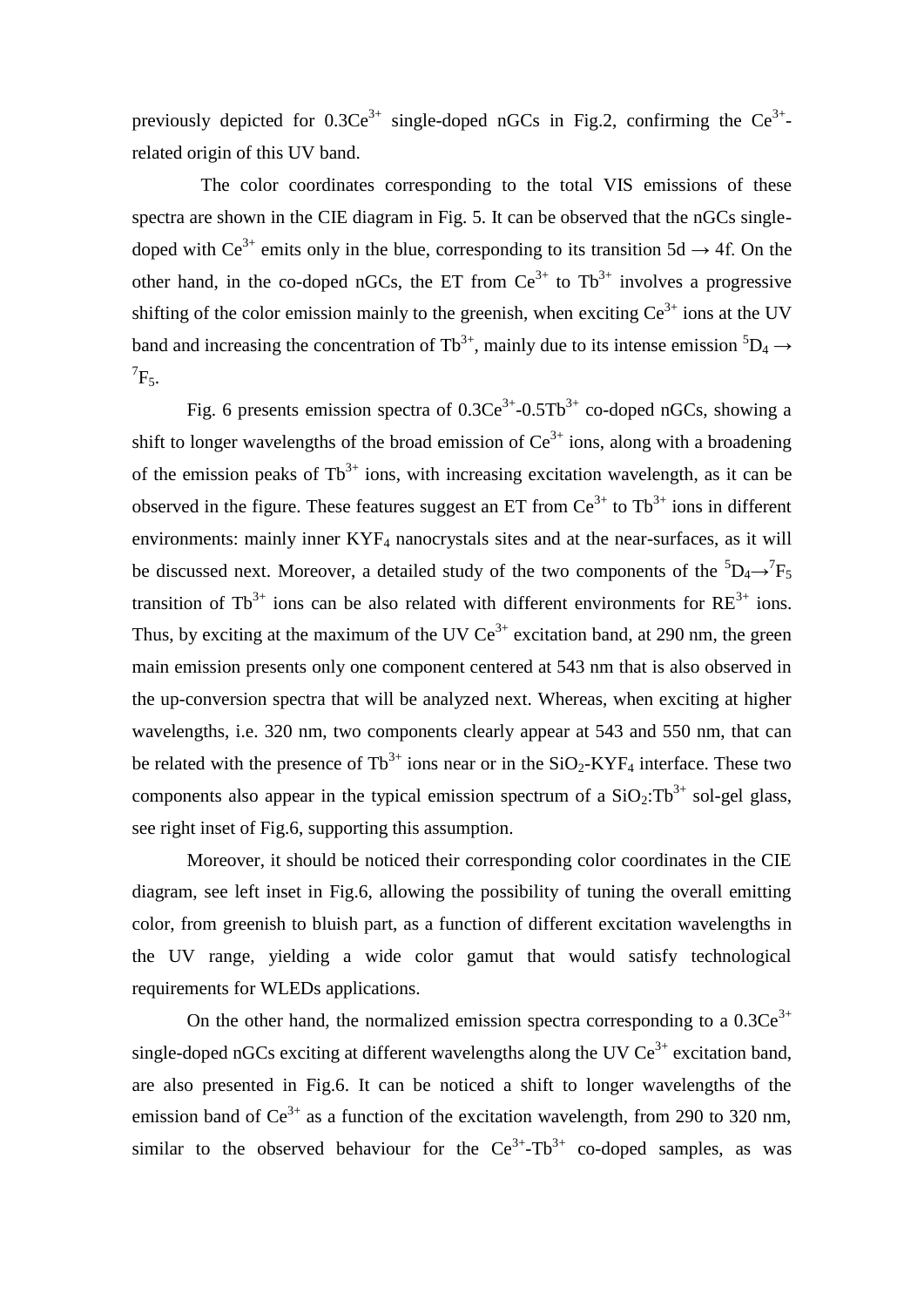previously depicted for $0.3Ce^{3+}$ single-doped nGCs in Fig.2, confirming the $Ce^{3+}$-related origin of this UV band.

The color coordinates corresponding to the total VIS emissions of these spectra are shown in the CIE diagram in Fig. 5. It can be observed that the nGCs single-doped with $Ce^{3+}$ emits only in the blue, corresponding to its transition 5d → 4f. On the other hand, in the co-doped nGCs, the ET from $Ce^{3+}$ to $Tb^{3+}$ involves a progressive shifting of the color emission mainly to the greenish, when exciting $Ce^{3+}$ ions at the UV band and increasing the concentration of $Tb^{3+}$, mainly due to its intense emission $^5D_4 \rightarrow {}^7F_5$.

Fig. 6 presents emission spectra of $0.3Ce^{3+}$-$0.5Tb^{3+}$ co-doped nGCs, showing a shift to longer wavelengths of the broad emission of $Ce^{3+}$ ions, along with a broadening of the emission peaks of $Tb^{3+}$ ions, with increasing excitation wavelength, as it can be observed in the figure. These features suggest an ET from $Ce^{3+}$ to $Tb^{3+}$ ions in different environments: mainly inner $KYF_4$ nanocrystals sites and at the near-surfaces, as it will be discussed next. Moreover, a detailed study of the two components of the $^5D_4 \rightarrow {}^7F_5$ transition of $Tb^{3+}$ ions can be also related with different environments for $RE^{3+}$ ions. Thus, by exciting at the maximum of the UV $Ce^{3+}$ excitation band, at 290 nm, the green main emission presents only one component centered at 543 nm that is also observed in the up-conversion spectra that will be analyzed next. Whereas, when exciting at higher wavelengths, i.e. 320 nm, two components clearly appear at 543 and 550 nm, that can be related with the presence of $Tb^{3+}$ ions near or in the $SiO_2$-$KYF_4$ interface. These two components also appear in the typical emission spectrum of a $SiO_2$:$Tb^{3+}$ sol-gel glass, see right inset of Fig.6, supporting this assumption.

Moreover, it should be noticed their corresponding color coordinates in the CIE diagram, see left inset in Fig.6, allowing the possibility of tuning the overall emitting color, from greenish to bluish part, as a function of different excitation wavelengths in the UV range, yielding a wide color gamut that would satisfy technological requirements for WLEDs applications.

On the other hand, the normalized emission spectra corresponding to a $0.3Ce^{3+}$ single-doped nGCs exciting at different wavelengths along the UV $Ce^{3+}$ excitation band, are also presented in Fig.6. It can be noticed a shift to longer wavelengths of the emission band of $Ce^{3+}$ as a function of the excitation wavelength, from 290 to 320 nm, similar to the observed behaviour for the $Ce^{3+}$-$Tb^{3+}$ co-doped samples, as was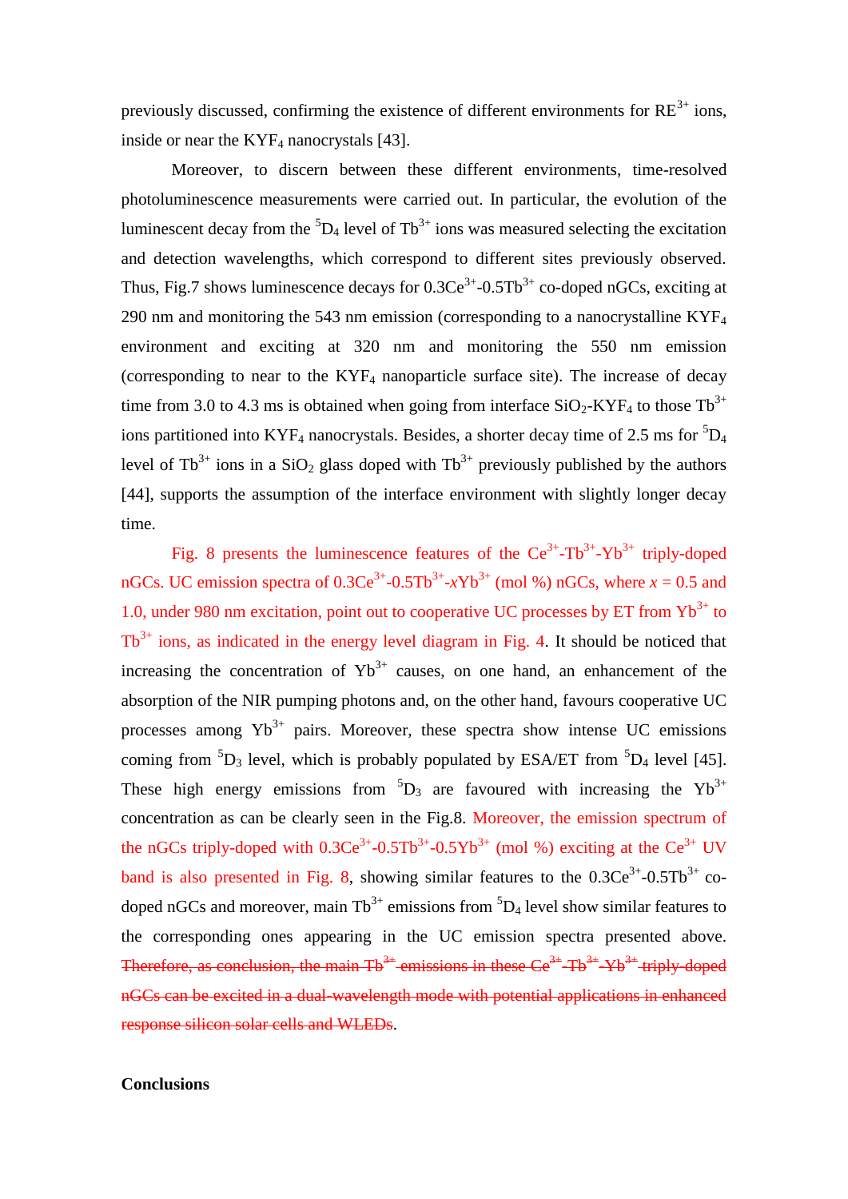previously discussed, confirming the existence of different environments for $RE^{3+}$ ions, inside or near the $KYF_4$ nanocrystals [43].

Moreover, to discern between these different environments, time-resolved photoluminescence measurements were carried out. In particular, the evolution of the luminescent decay from the $^5D_4$ level of $Tb^{3+}$ ions was measured selecting the excitation and detection wavelengths, which correspond to different sites previously observed. Thus, Fig.7 shows luminescence decays for $0.3Ce^{3+}$-$0.5Tb^{3+}$ co-doped nGCs, exciting at 290 nm and monitoring the 543 nm emission (corresponding to a nanocrystalline $KYF_4$ environment and exciting at 320 nm and monitoring the 550 nm emission (corresponding to near to the $KYF_4$ nanoparticle surface site). The increase of decay time from 3.0 to 4.3 ms is obtained when going from interface $SiO_2$-$KYF_4$ to those $Tb^{3+}$ ions partitioned into $KYF_4$ nanocrystals. Besides, a shorter decay time of 2.5 ms for $^5D_4$ level of $Tb^{3+}$ ions in a $SiO_2$ glass doped with $Tb^{3+}$ previously published by the authors [44], supports the assumption of the interface environment with slightly longer decay time.

Fig. 8 presents the luminescence features of the $Ce^{3+}$-$Tb^{3+}$-$Yb^{3+}$ triply-doped nGCs. UC emission spectra of $0.3Ce^{3+}$-$0.5Tb^{3+}$-$xYb^{3+}$ (mol %) nGCs, where $x = 0.5$ and 1.0, under 980 nm excitation, point out to cooperative UC processes by ET from $Yb^{3+}$ to $Tb^{3+}$ ions, as indicated in the energy level diagram in Fig. 4. It should be noticed that increasing the concentration of $Yb^{3+}$ causes, on one hand, an enhancement of the absorption of the NIR pumping photons and, on the other hand, favours cooperative UC processes among $Yb^{3+}$ pairs. Moreover, these spectra show intense UC emissions coming from $^5D_3$ level, which is probably populated by ESA/ET from $^5D_4$ level [45]. These high energy emissions from $^5D_3$ are favoured with increasing the $Yb^{3+}$ concentration as can be clearly seen in the Fig.8. Moreover, the emission spectrum of the nGCs triply-doped with $0.3Ce^{3+}$-$0.5Tb^{3+}$-$0.5Yb^{3+}$ (mol %) exciting at the $Ce^{3+}$ UV band is also presented in Fig. 8, showing similar features to the $0.3Ce^{3+}$-$0.5Tb^{3+}$ co-doped nGCs and moreover, main $Tb^{3+}$ emissions from $^5D_4$ level show similar features to the corresponding ones appearing in the UC emission spectra presented above. ~~Therefore, as conclusion, the main $Tb^{3+}$ emissions in these $Ce^{3+}$-$Tb^{3+}$-$Yb^{3+}$ triply-doped nGCs can be excited in a dual-wavelength mode with potential applications in enhanced response silicon solar cells and WLEDs~~.

**Conclusions**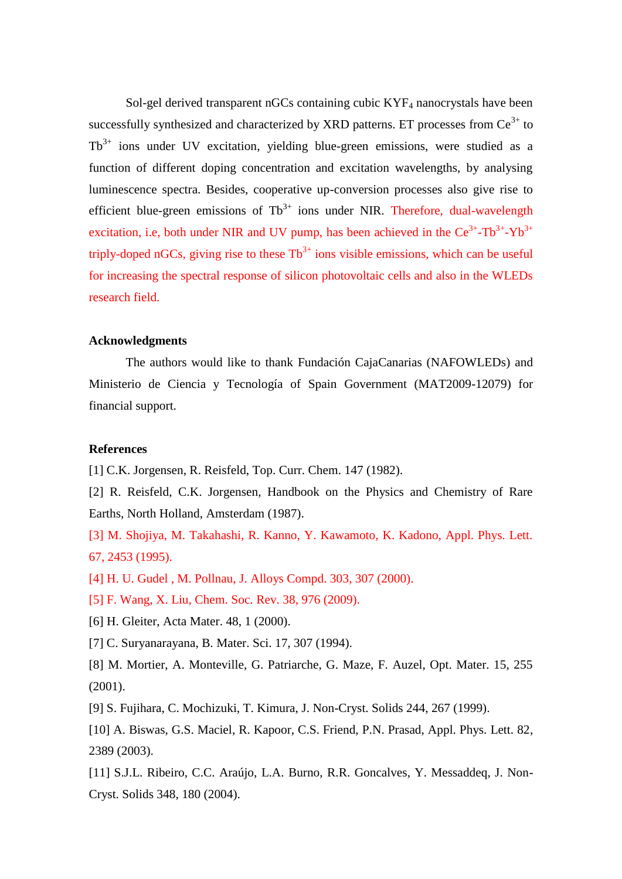Sol-gel derived transparent nGCs containing cubic $KYF_4$ nanocrystals have been successfully synthesized and characterized by XRD patterns. ET processes from $Ce^{3+}$ to $Tb^{3+}$ ions under UV excitation, yielding blue-green emissions, were studied as a function of different doping concentration and excitation wavelengths, by analysing luminescence spectra. Besides, cooperative up-conversion processes also give rise to efficient blue-green emissions of $Tb^{3+}$ ions under NIR. Therefore, dual-wavelength excitation, i.e, both under NIR and UV pump, has been achieved in the $Ce^{3+}$-$Tb^{3+}$-$Yb^{3+}$ triply-doped nGCs, giving rise to these $Tb^{3+}$ ions visible emissions, which can be useful for increasing the spectral response of silicon photovoltaic cells and also in the WLEDs research field.

## Acknowledgments

The authors would like to thank Fundación CajaCanarias (NAFOWLEDs) and Ministerio de Ciencia y Tecnología of Spain Government (MAT2009-12079) for financial support.

## References

[1] C.K. Jorgensen, R. Reisfeld, Top. Curr. Chem. 147 (1982).

[2] R. Reisfeld, C.K. Jorgensen, Handbook on the Physics and Chemistry of Rare Earths, North Holland, Amsterdam (1987).

[3] M. Shojiya, M. Takahashi, R. Kanno, Y. Kawamoto, K. Kadono, Appl. Phys. Lett. 67, 2453 (1995).

[4] H. U. Gudel , M. Pollnau, J. Alloys Compd. 303, 307 (2000).

[5] F. Wang, X. Liu, Chem. Soc. Rev. 38, 976 (2009).

[6] H. Gleiter, Acta Mater. 48, 1 (2000).

[7] C. Suryanarayana, B. Mater. Sci. 17, 307 (1994).

[8] M. Mortier, A. Monteville, G. Patriarche, G. Maze, F. Auzel, Opt. Mater. 15, 255 (2001).

[9] S. Fujihara, C. Mochizuki, T. Kimura, J. Non-Cryst. Solids 244, 267 (1999).

[10] A. Biswas, G.S. Maciel, R. Kapoor, C.S. Friend, P.N. Prasad, Appl. Phys. Lett. 82, 2389 (2003).

[11] S.J.L. Ribeiro, C.C. Araújo, L.A. Burno, R.R. Goncalves, Y. Messaddeq, J. Non-Cryst. Solids 348, 180 (2004).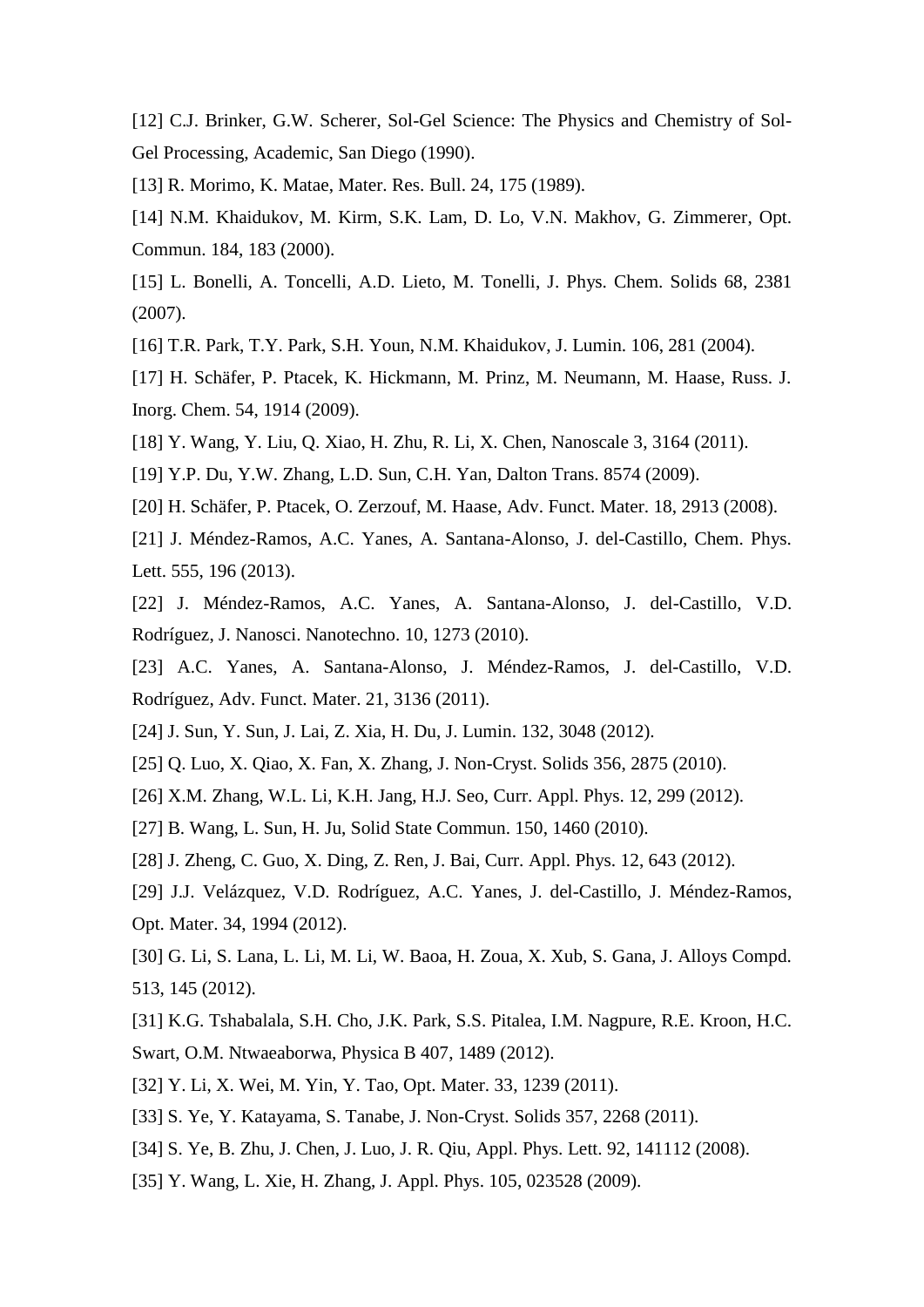[12] C.J. Brinker, G.W. Scherer, Sol-Gel Science: The Physics and Chemistry of Sol-Gel Processing, Academic, San Diego (1990).

[13] R. Morimo, K. Matae, Mater. Res. Bull. 24, 175 (1989).

[14] N.M. Khaidukov, M. Kirm, S.K. Lam, D. Lo, V.N. Makhov, G. Zimmerer, Opt. Commun. 184, 183 (2000).

[15] L. Bonelli, A. Toncelli, A.D. Lieto, M. Tonelli, J. Phys. Chem. Solids 68, 2381 (2007).

[16] T.R. Park, T.Y. Park, S.H. Youn, N.M. Khaidukov, J. Lumin. 106, 281 (2004).

[17] H. Schäfer, P. Ptacek, K. Hickmann, M. Prinz, M. Neumann, M. Haase, Russ. J. Inorg. Chem. 54, 1914 (2009).

[18] Y. Wang, Y. Liu, Q. Xiao, H. Zhu, R. Li, X. Chen, Nanoscale 3, 3164 (2011).

[19] Y.P. Du, Y.W. Zhang, L.D. Sun, C.H. Yan, Dalton Trans. 8574 (2009).

[20] H. Schäfer, P. Ptacek, O. Zerzouf, M. Haase, Adv. Funct. Mater. 18, 2913 (2008).

[21] J. Méndez-Ramos, A.C. Yanes, A. Santana-Alonso, J. del-Castillo, Chem. Phys. Lett. 555, 196 (2013).

[22] J. Méndez-Ramos, A.C. Yanes, A. Santana-Alonso, J. del-Castillo, V.D. Rodríguez, J. Nanosci. Nanotechno. 10, 1273 (2010).

[23] A.C. Yanes, A. Santana-Alonso, J. Méndez-Ramos, J. del-Castillo, V.D. Rodríguez, Adv. Funct. Mater. 21, 3136 (2011).

[24] J. Sun, Y. Sun, J. Lai, Z. Xia, H. Du, J. Lumin. 132, 3048 (2012).

[25] Q. Luo, X. Qiao, X. Fan, X. Zhang, J. Non-Cryst. Solids 356, 2875 (2010).

[26] X.M. Zhang, W.L. Li, K.H. Jang, H.J. Seo, Curr. Appl. Phys. 12, 299 (2012).

[27] B. Wang, L. Sun, H. Ju, Solid State Commun. 150, 1460 (2010).

[28] J. Zheng, C. Guo, X. Ding, Z. Ren, J. Bai, Curr. Appl. Phys. 12, 643 (2012).

[29] J.J. Velázquez, V.D. Rodríguez, A.C. Yanes, J. del-Castillo, J. Méndez-Ramos, Opt. Mater. 34, 1994 (2012).

[30] G. Li, S. Lana, L. Li, M. Li, W. Baoa, H. Zoua, X. Xub, S. Gana, J. Alloys Compd. 513, 145 (2012).

[31] K.G. Tshabalala, S.H. Cho, J.K. Park, S.S. Pitalea, I.M. Nagpure, R.E. Kroon, H.C. Swart, O.M. Ntwaeaborwa, Physica B 407, 1489 (2012).

[32] Y. Li, X. Wei, M. Yin, Y. Tao, Opt. Mater. 33, 1239 (2011).

[33] S. Ye, Y. Katayama, S. Tanabe, J. Non-Cryst. Solids 357, 2268 (2011).

[34] S. Ye, B. Zhu, J. Chen, J. Luo, J. R. Qiu, Appl. Phys. Lett. 92, 141112 (2008).

[35] Y. Wang, L. Xie, H. Zhang, J. Appl. Phys. 105, 023528 (2009).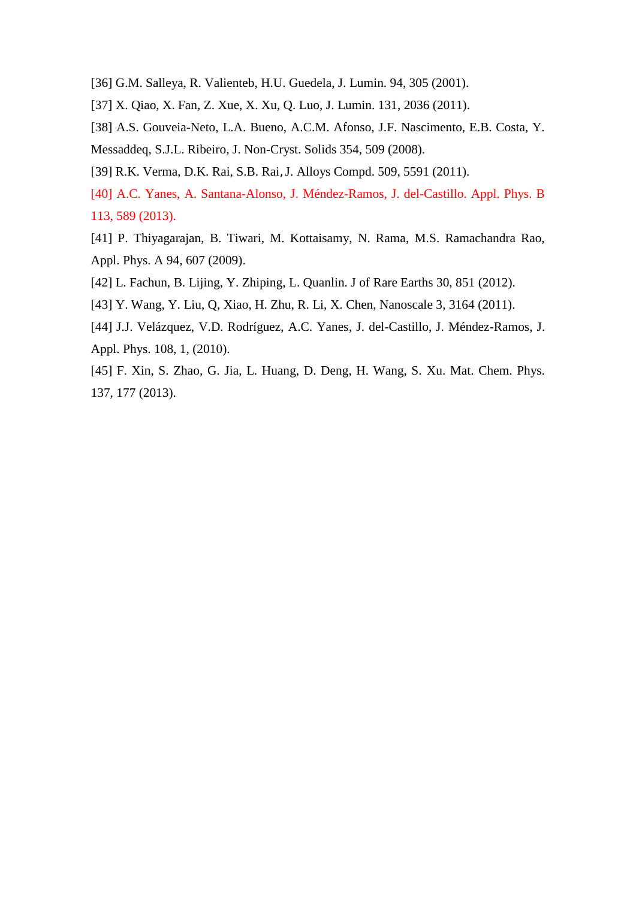[36] G.M. Salleya, R. Valienteb, H.U. Guedela, J. Lumin. 94, 305 (2001).

[37] X. Qiao, X. Fan, Z. Xue, X. Xu, Q. Luo, J. Lumin. 131, 2036 (2011).

[38] A.S. Gouveia-Neto, L.A. Bueno, A.C.M. Afonso, J.F. Nascimento, E.B. Costa, Y. Messaddeq, S.J.L. Ribeiro, J. Non-Cryst. Solids 354, 509 (2008).

[39] R.K. Verma, D.K. Rai, S.B. Rai，J. Alloys Compd. 509, 5591 (2011).

[40] A.C. Yanes, A. Santana-Alonso, J. Méndez-Ramos, J. del-Castillo. Appl. Phys. B 113, 589 (2013).

[41] P. Thiyagarajan, B. Tiwari, M. Kottaisamy, N. Rama, M.S. Ramachandra Rao, Appl. Phys. A 94, 607 (2009).

[42] L. Fachun, B. Lijing, Y. Zhiping, L. Quanlin. J of Rare Earths 30, 851 (2012).

[43] Y. Wang, Y. Liu, Q, Xiao, H. Zhu, R. Li, X. Chen, Nanoscale 3, 3164 (2011).

[44] J.J. Velázquez, V.D. Rodríguez, A.C. Yanes, J. del-Castillo, J. Méndez-Ramos, J. Appl. Phys. 108, 1, (2010).

[45] F. Xin, S. Zhao, G. Jia, L. Huang, D. Deng, H. Wang, S. Xu. Mat. Chem. Phys. 137, 177 (2013).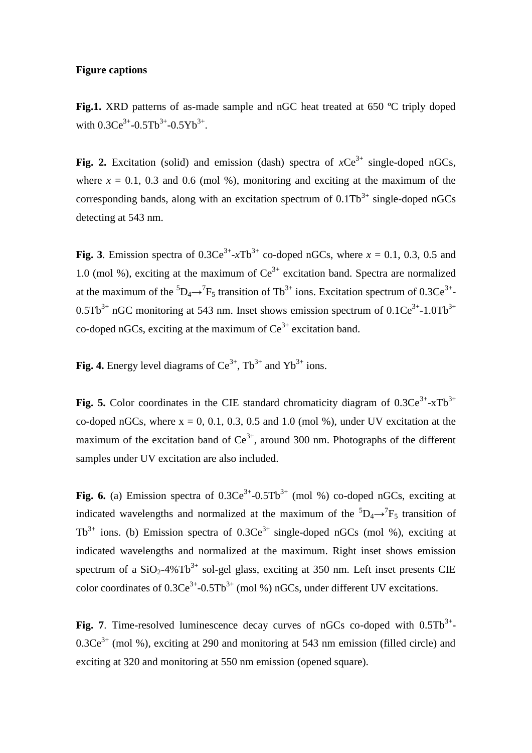**Figure captions**

**Fig.1.** XRD patterns of as-made sample and nGC heat treated at 650 ºC triply doped with $0.3Ce^{3+}$-$0.5Tb^{3+}$-$0.5Yb^{3+}$.

**Fig. 2.** Excitation (solid) and emission (dash) spectra of $x$$Ce^{3+}$ single-doped nGCs, where $x$ = 0.1, 0.3 and 0.6 (mol %), monitoring and exciting at the maximum of the corresponding bands, along with an excitation spectrum of $0.1Tb^{3+}$ single-doped nGCs detecting at 543 nm.

**Fig. 3**. Emission spectra of $0.3Ce^{3+}$-$x$$Tb^{3+}$ co-doped nGCs, where $x$ = 0.1, 0.3, 0.5 and 1.0 (mol %), exciting at the maximum of $Ce^{3+}$ excitation band. Spectra are normalized at the maximum of the $^5D_4 \rightarrow ^7F_5$ transition of $Tb^{3+}$ ions. Excitation spectrum of $0.3Ce^{3+}$-$0.5Tb^{3+}$ nGC monitoring at 543 nm. Inset shows emission spectrum of $0.1Ce^{3+}$-$1.0Tb^{3+}$ co-doped nGCs, exciting at the maximum of $Ce^{3+}$ excitation band.

**Fig. 4.** Energy level diagrams of $Ce^{3+}$, $Tb^{3+}$ and $Yb^{3+}$ ions.

**Fig. 5.** Color coordinates in the CIE standard chromaticity diagram of $0.3Ce^{3+}$-x$Tb^{3+}$ co-doped nGCs, where x = 0, 0.1, 0.3, 0.5 and 1.0 (mol %), under UV excitation at the maximum of the excitation band of $Ce^{3+}$, around 300 nm. Photographs of the different samples under UV excitation are also included.

**Fig. 6.** (a) Emission spectra of $0.3Ce^{3+}$-$0.5Tb^{3+}$ (mol %) co-doped nGCs, exciting at indicated wavelengths and normalized at the maximum of the $^5D_4 \rightarrow ^7F_5$ transition of $Tb^{3+}$ ions. (b) Emission spectra of $0.3Ce^{3+}$ single-doped nGCs (mol %), exciting at indicated wavelengths and normalized at the maximum. Right inset shows emission spectrum of a $SiO_2$-4%$Tb^{3+}$ sol-gel glass, exciting at 350 nm. Left inset presents CIE color coordinates of $0.3Ce^{3+}$-$0.5Tb^{3+}$ (mol %) nGCs, under different UV excitations.

**Fig. 7**. Time-resolved luminescence decay curves of nGCs co-doped with $0.5Tb^{3+}$-$0.3Ce^{3+}$ (mol %), exciting at 290 and monitoring at 543 nm emission (filled circle) and exciting at 320 and monitoring at 550 nm emission (opened square).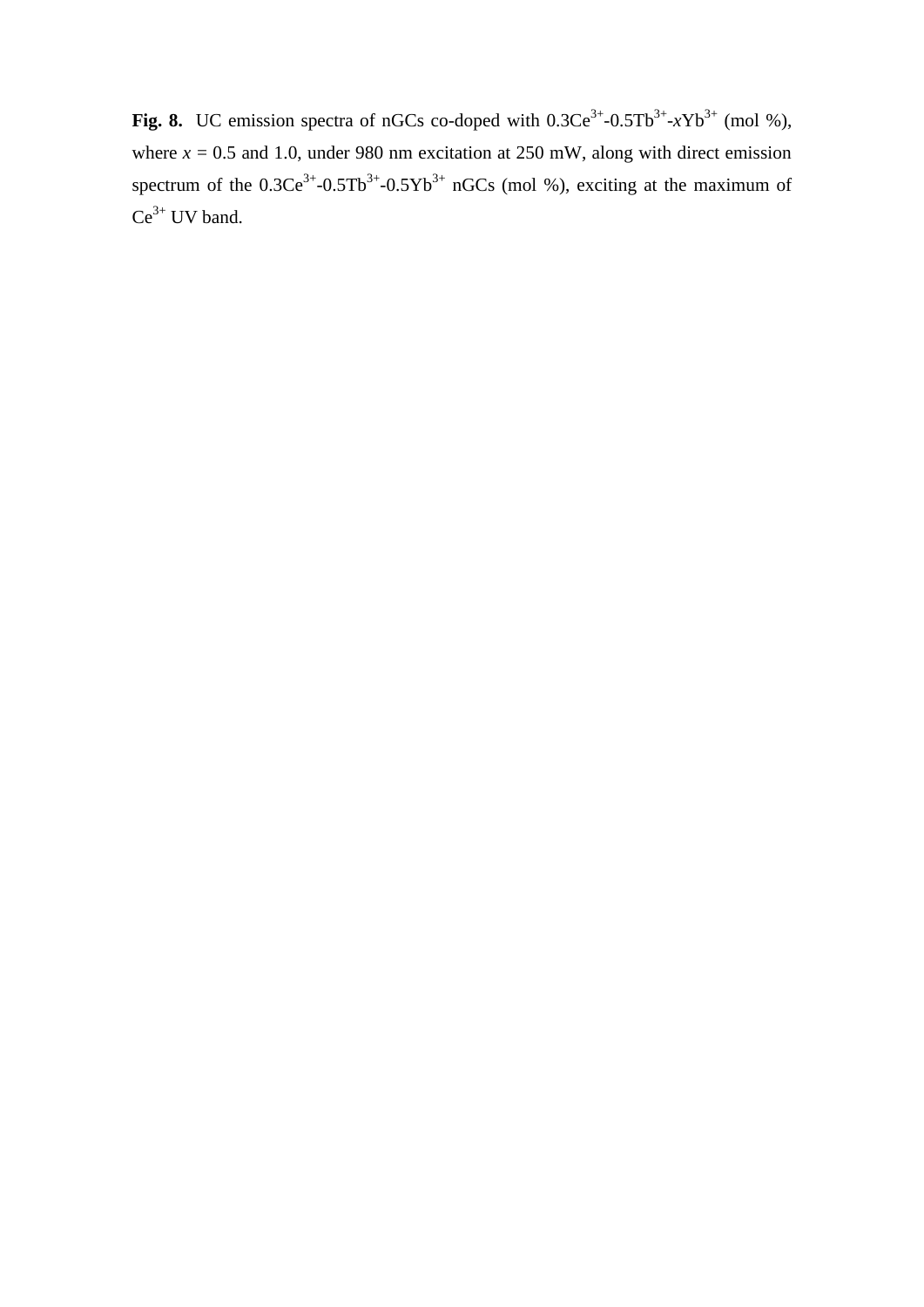**Fig. 8.** UC emission spectra of nGCs co-doped with $0.3Ce^{3+}$-$0.5Tb^{3+}$-$x Yb^{3+}$ (mol %), where $x = 0.5$ and 1.0, under 980 nm excitation at 250 mW, along with direct emission spectrum of the $0.3Ce^{3+}$-$0.5Tb^{3+}$-$0.5Yb^{3+}$ nGCs (mol %), exciting at the maximum of $Ce^{3+}$ UV band.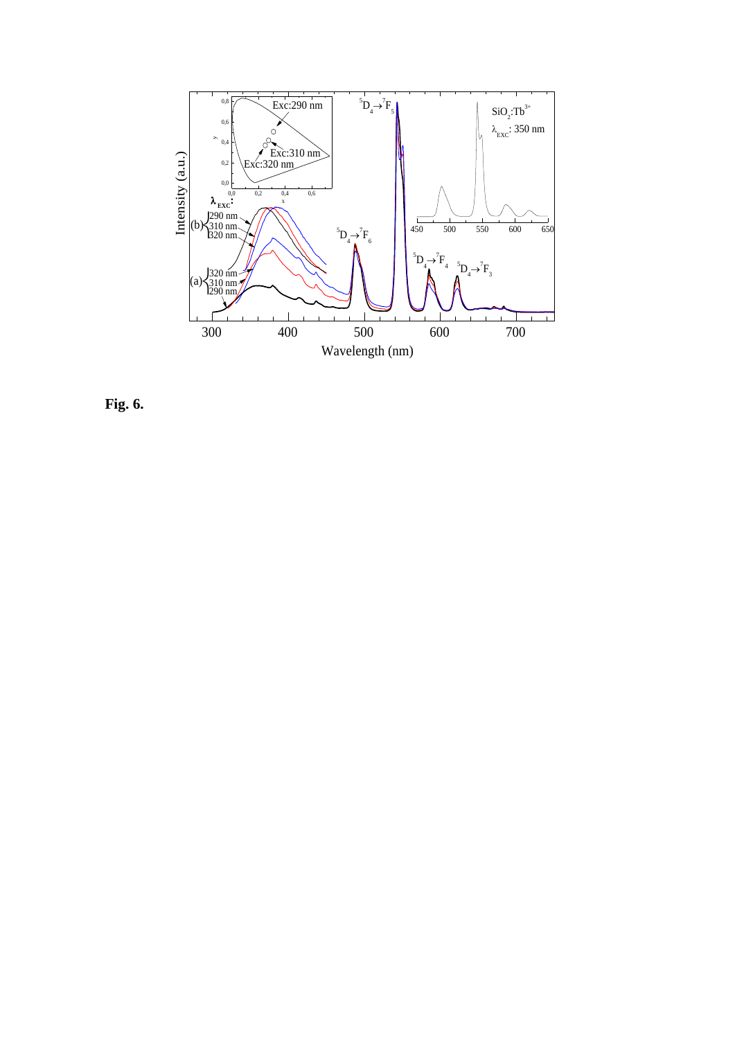**Fig. 6.**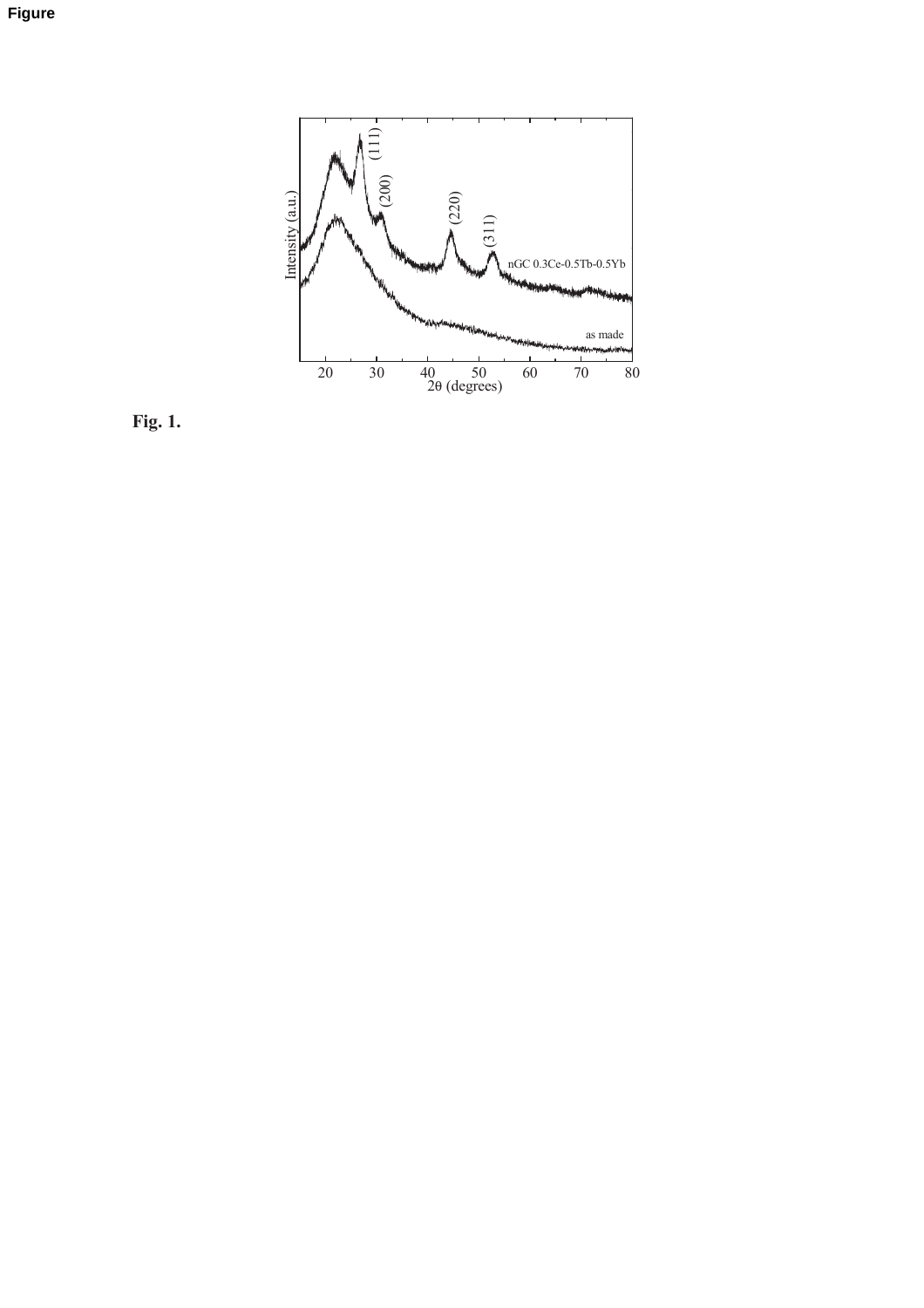**Figure**

**Fig. 1.**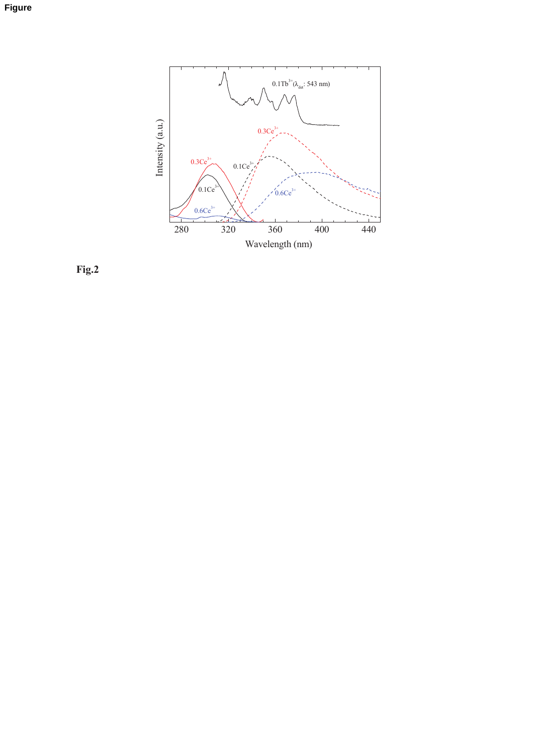Figure

Fig.2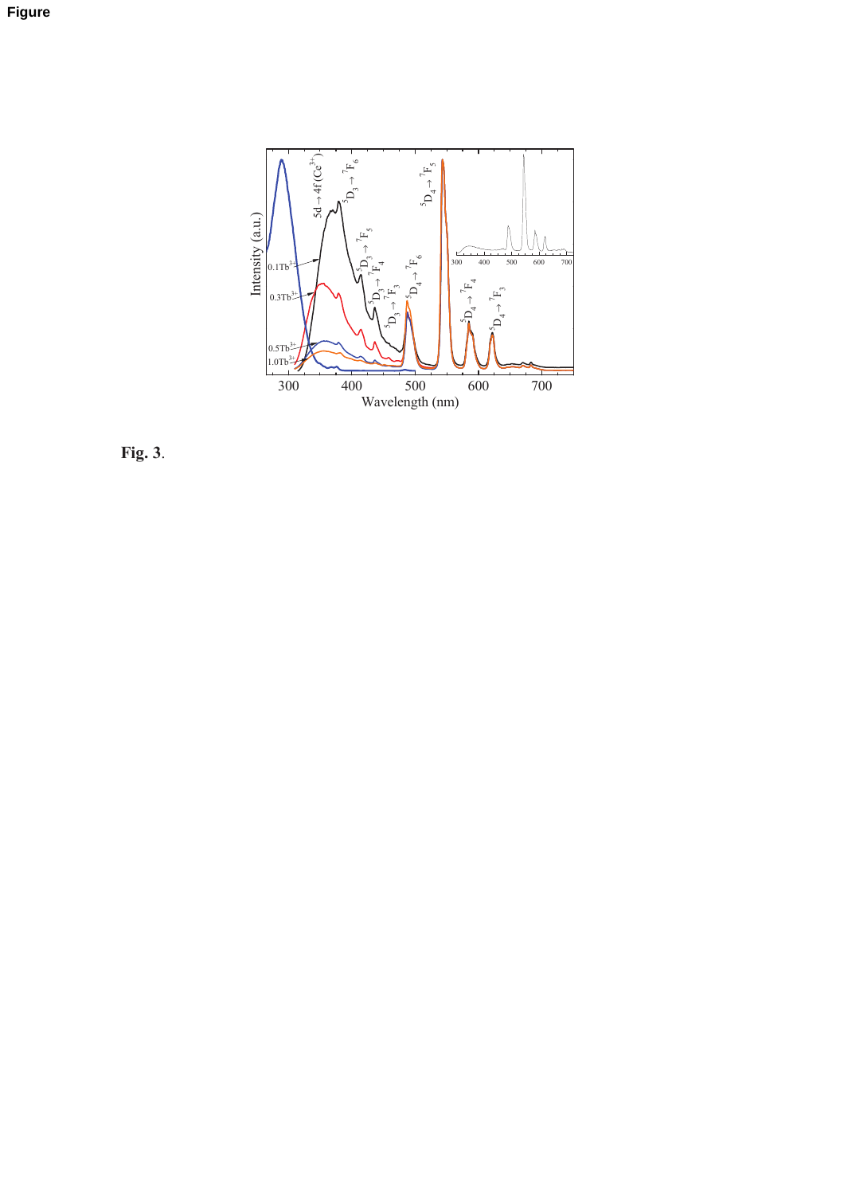Figure

Fig. 3.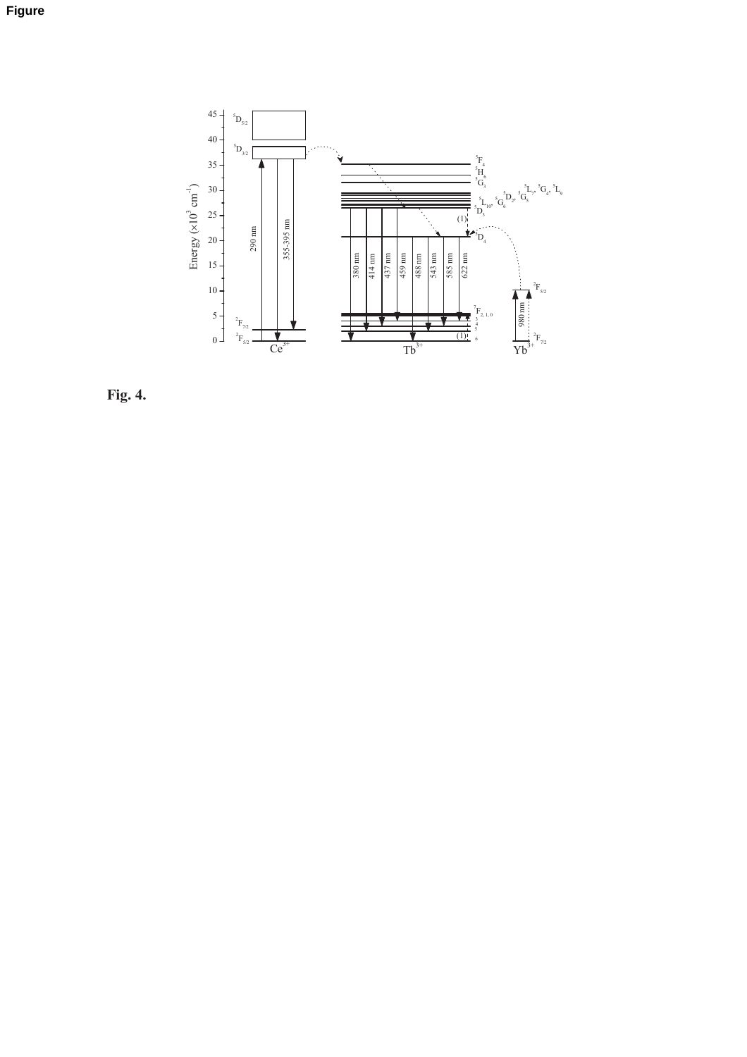Figure

Fig. 4.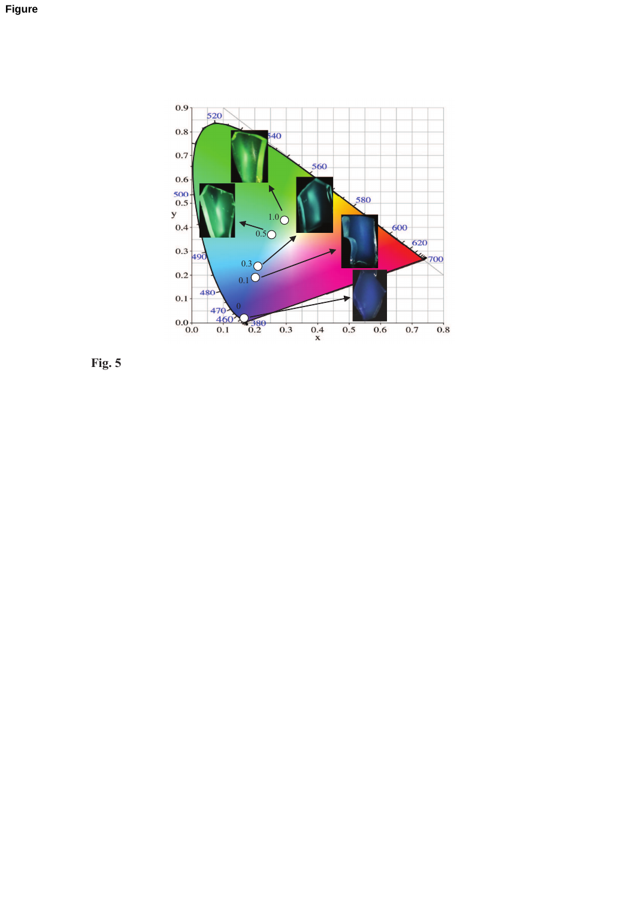Figure

Fig. 5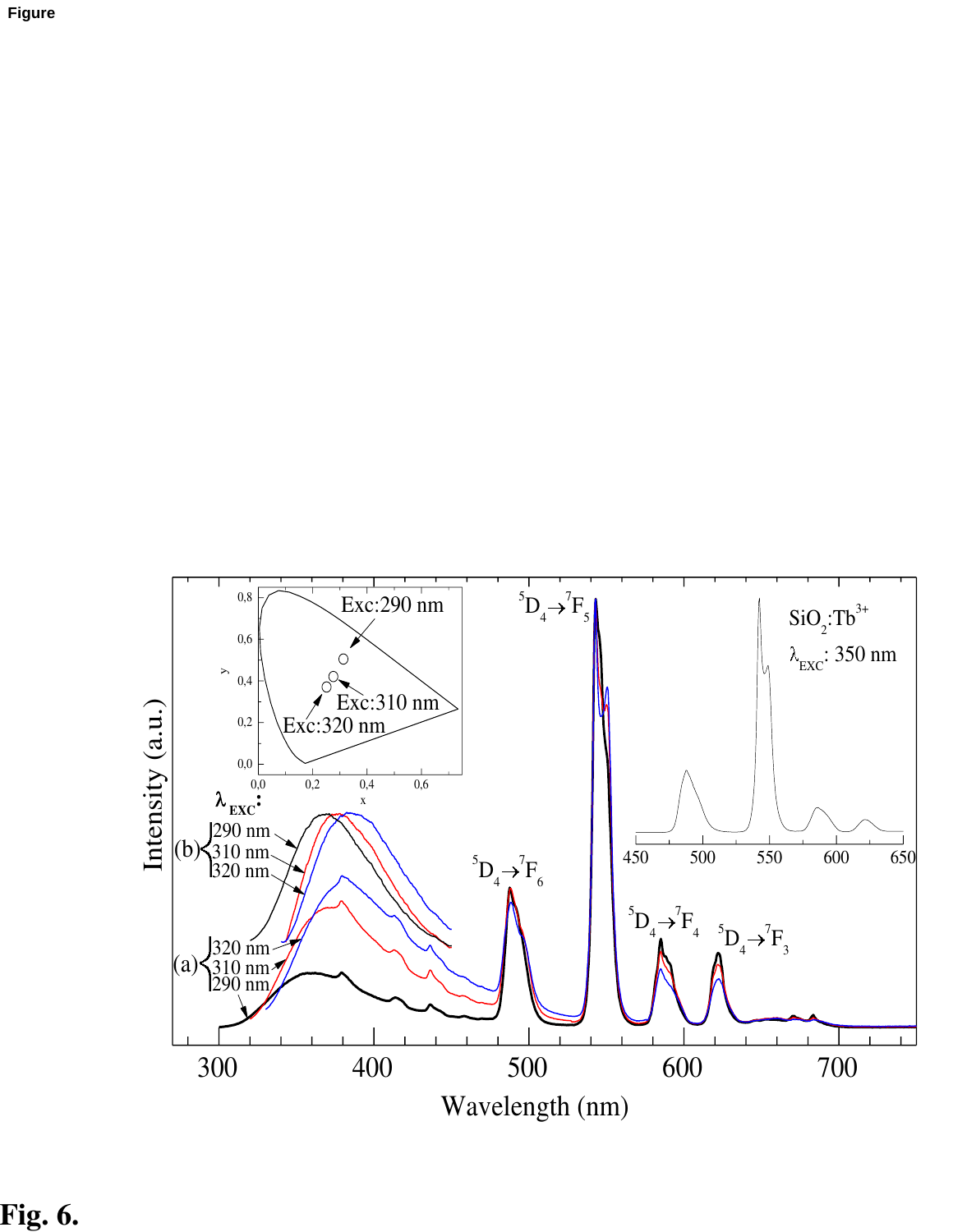Figure

Fig. 6.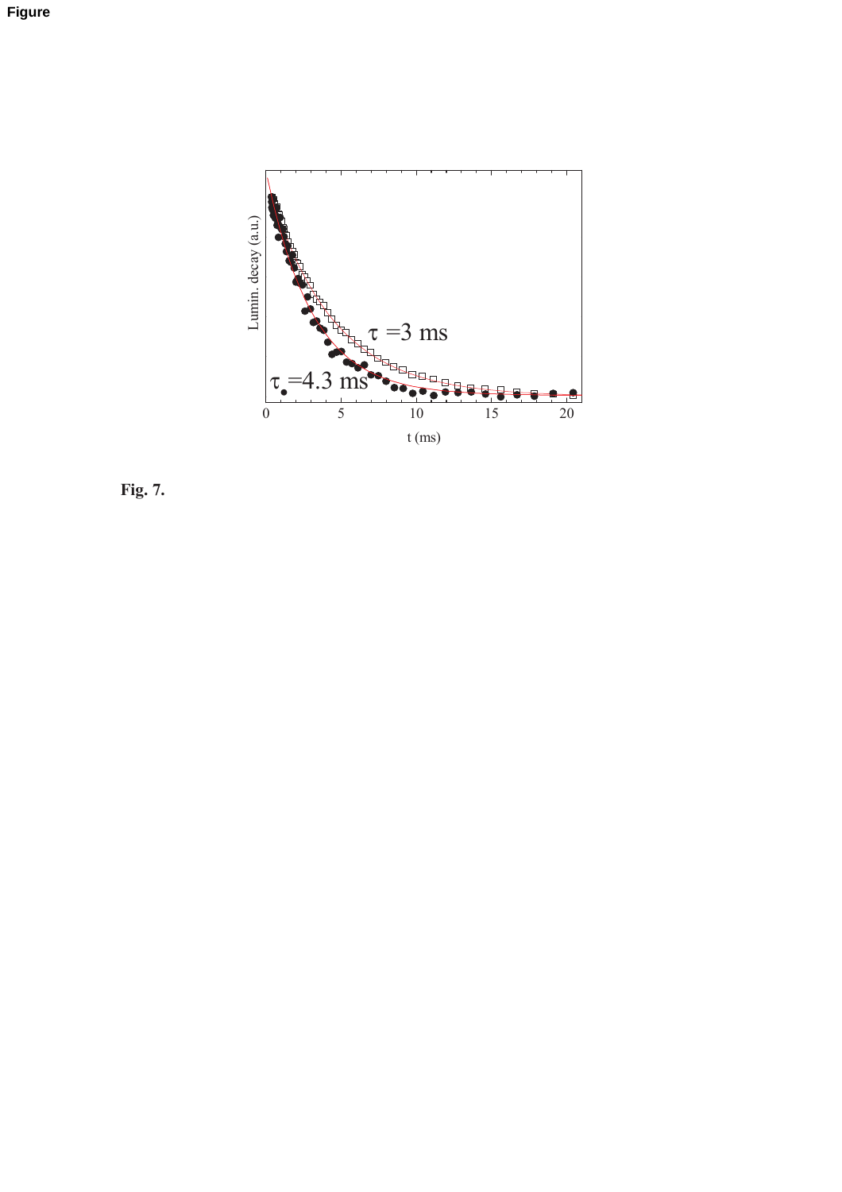Figure

Fig. 7.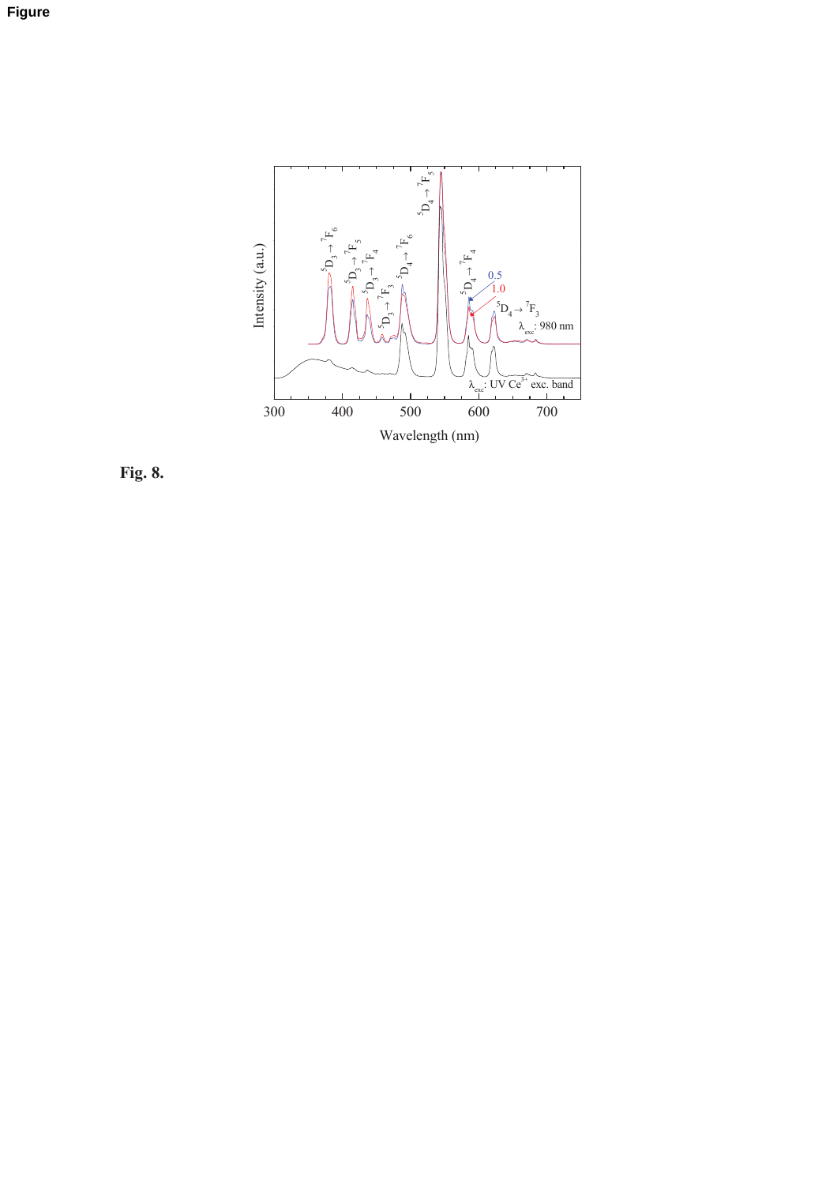Figure

Intensity (a.u.)

Wavelength (nm)

300
400
500
600
700

$^5D_3 \rightarrow {^7F_6}$

$^5D_3 \rightarrow {^7F_5}$

$^5D_3 \rightarrow {^7F_4}$

$^5D_3 \rightarrow {^7F_3}$

$^5D_4 \rightarrow {^7F_6}$

$^5D_4 \rightarrow {^7F_5}$

$^5D_4 \rightarrow {^7F_4}$

$^5D_4 \rightarrow {^7F_3}$

0.5

1.0

$\lambda_{exc}$: 980 nm

$\lambda_{exc}$: UV $Ce^{3+}$ exc. band

**Fig. 8.**